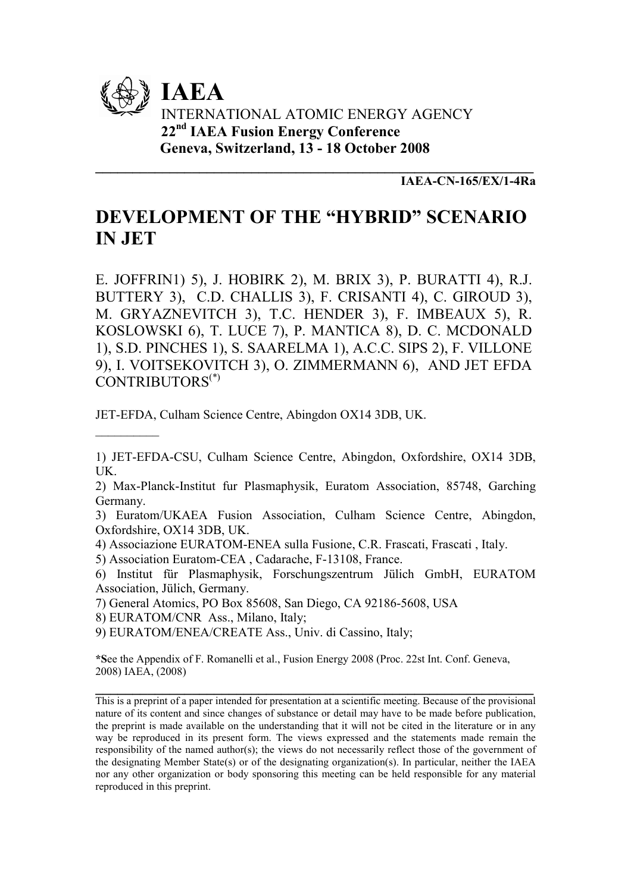# IAEA

INTERNATIONAL ATOMIC ENERGY AGENCY

**22nd IAEA Fusion Energy Conference**

**Geneva, Switzerland, 13 - 18 October 2008**

---

**IAEA-CN-165/EX/1-4Ra**

# DEVELOPMENT OF THE "HYBRID" SCENARIO IN JET

E. JOFFRIN1) 5), J. HOBIRK 2), M. BRIX 3), P. BURATTI 4), R.J. BUTTERY 3), C.D. CHALLIS 3), F. CRISANTI 4), C. GIROUD 3), M. GRYAZNEVITCH 3), T.C. HENDER 3), F. IMBEAUX 5), R. KOSLOWSKI 6), T. LUCE 7), P. MANTICA 8), D. C. MCDONALD 1), S.D. PINCHES 1), S. SAARELMA 1), A.C.C. SIPS 2), F. VILLONE 9), I. VOITSEKOVITCH 3), O. ZIMMERMANN 6), AND JET EFDA CONTRIBUTORS(*)

JET-EFDA, Culham Science Centre, Abingdon OX14 3DB, UK.

---

1) JET-EFDA-CSU, Culham Science Centre, Abingdon, Oxfordshire, OX14 3DB, UK.

2) Max-Planck-Institut fur Plasmaphysik, Euratom Association, 85748, Garching Germany.

3) Euratom/UKAEA Fusion Association, Culham Science Centre, Abingdon, Oxfordshire, OX14 3DB, UK.

4) Associazione EURATOM-ENEA sulla Fusione, C.R. Frascati, Frascati , Italy.

5) Association Euratom-CEA , Cadarache, F-13108, France.

6) Institut für Plasmaphysik, Forschungszentrum Jülich GmbH, EURATOM Association, Jülich, Germany.

7) General Atomics, PO Box 85608, San Diego, CA 92186-5608, USA

8) EURATOM/CNR Ass., Milano, Italy;

9) EURATOM/ENEA/CREATE Ass., Univ. di Cassino, Italy;

**\*S**ee the Appendix of F. Romanelli et al., Fusion Energy 2008 (Proc. 22st Int. Conf. Geneva, 2008) IAEA, (2008)

---

This is a preprint of a paper intended for presentation at a scientific meeting. Because of the provisional nature of its content and since changes of substance or detail may have to be made before publication, the preprint is made available on the understanding that it will not be cited in the literature or in any way be reproduced in its present form. The views expressed and the statements made remain the responsibility of the named author(s); the views do not necessarily reflect those of the government of the designating Member State(s) or of the designating organization(s). In particular, neither the IAEA nor any other organization or body sponsoring this meeting can be held responsible for any material reproduced in this preprint.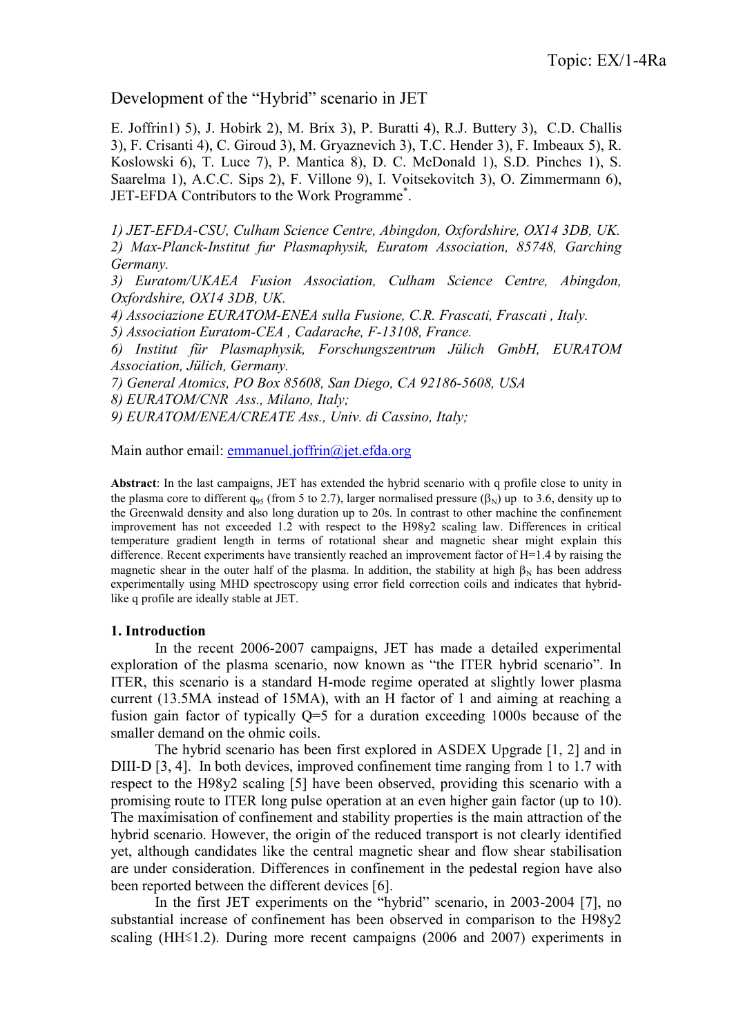Topic: EX/1-4Ra

# Development of the "Hybrid" scenario in JET

E. Joffrin1) 5), J. Hobirk 2), M. Brix 3), P. Buratti 4), R.J. Buttery 3), C.D. Challis 3), F. Crisanti 4), C. Giroud 3), M. Gryaznevich 3), T.C. Hender 3), F. Imbeaux 5), R. Koslowski 6), T. Luce 7), P. Mantica 8), D. C. McDonald 1), S.D. Pinches 1), S. Saarelma 1), A.C.C. Sips 2), F. Villone 9), I. Voitsekovitch 3), O. Zimmermann 6), JET-EFDA Contributors to the Work Programme*.

*1) JET-EFDA-CSU, Culham Science Centre, Abingdon, Oxfordshire, OX14 3DB, UK.*
*2) Max-Planck-Institut fur Plasmaphysik, Euratom Association, 85748, Garching Germany.*
*3) Euratom/UKAEA Fusion Association, Culham Science Centre, Abingdon, Oxfordshire, OX14 3DB, UK.*
*4) Associazione EURATOM-ENEA sulla Fusione, C.R. Frascati, Frascati , Italy.*
*5) Association Euratom-CEA , Cadarache, F-13108, France.*
*6) Institut für Plasmaphysik, Forschungszentrum Jülich GmbH, EURATOM Association, Jülich, Germany.*
*7) General Atomics, PO Box 85608, San Diego, CA 92186-5608, USA*
*8) EURATOM/CNR Ass., Milano, Italy;*
*9) EURATOM/ENEA/CREATE Ass., Univ. di Cassino, Italy;*

Main author email: emmanuel.joffrin@jet.efda.org

**Abstract**: In the last campaigns, JET has extended the hybrid scenario with q profile close to unity in the plasma core to different $q_{95}$ (from 5 to 2.7), larger normalised pressure ($\beta_N$) up to 3.6, density up to the Greenwald density and also long duration up to 20s. In contrast to other machine the confinement improvement has not exceeded 1.2 with respect to the H98y2 scaling law. Differences in critical temperature gradient length in terms of rotational shear and magnetic shear might explain this difference. Recent experiments have transiently reached an improvement factor of H=1.4 by raising the magnetic shear in the outer half of the plasma. In addition, the stability at high $\beta_N$ has been address experimentally using MHD spectroscopy using error field correction coils and indicates that hybrid-like q profile are ideally stable at JET.

## 1. Introduction

In the recent 2006-2007 campaigns, JET has made a detailed experimental exploration of the plasma scenario, now known as "the ITER hybrid scenario". In ITER, this scenario is a standard H-mode regime operated at slightly lower plasma current (13.5MA instead of 15MA), with an H factor of 1 and aiming at reaching a fusion gain factor of typically Q=5 for a duration exceeding 1000s because of the smaller demand on the ohmic coils.

The hybrid scenario has been first explored in ASDEX Upgrade [1, 2] and in DIII-D [3, 4]. In both devices, improved confinement time ranging from 1 to 1.7 with respect to the H98y2 scaling [5] have been observed, providing this scenario with a promising route to ITER long pulse operation at an even higher gain factor (up to 10). The maximisation of confinement and stability properties is the main attraction of the hybrid scenario. However, the origin of the reduced transport is not clearly identified yet, although candidates like the central magnetic shear and flow shear stabilisation are under consideration. Differences in confinement in the pedestal region have also been reported between the different devices [6].

In the first JET experiments on the "hybrid" scenario, in 2003-2004 [7], no substantial increase of confinement has been observed in comparison to the H98y2 scaling (HH≤1.2). During more recent campaigns (2006 and 2007) experiments in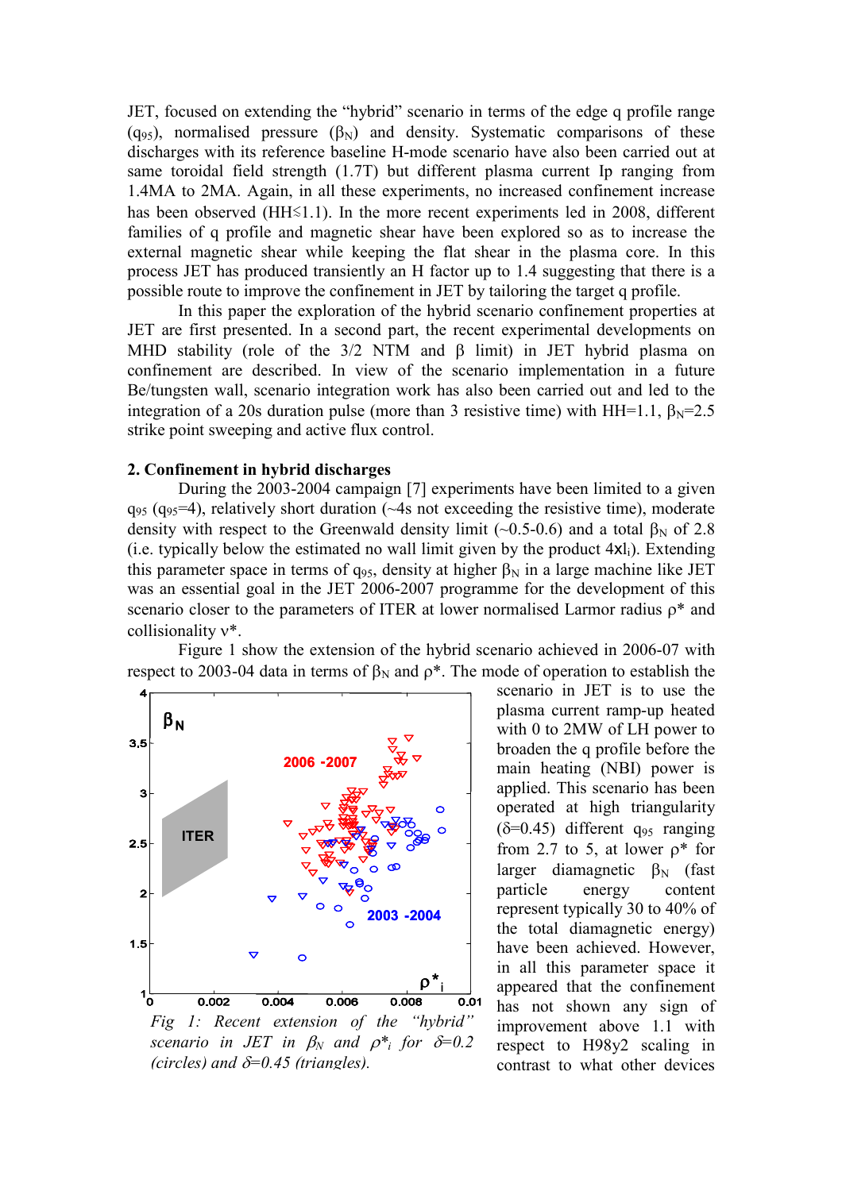JET, focused on extending the "hybrid" scenario in terms of the edge q profile range ($q_{95}$), normalised pressure ($\beta_N$) and density. Systematic comparisons of these discharges with its reference baseline H-mode scenario have also been carried out at same toroidal field strength (1.7T) but different plasma current Ip ranging from 1.4MA to 2MA. Again, in all these experiments, no increased confinement increase has been observed (HH≲1.1). In the more recent experiments led in 2008, different families of q profile and magnetic shear have been explored so as to increase the external magnetic shear while keeping the flat shear in the plasma core. In this process JET has produced transiently an H factor up to 1.4 suggesting that there is a possible route to improve the confinement in JET by tailoring the target q profile.

In this paper the exploration of the hybrid scenario confinement properties at JET are first presented. In a second part, the recent experimental developments on MHD stability (role of the 3/2 NTM and β limit) in JET hybrid plasma on confinement are described. In view of the scenario implementation in a future Be/tungsten wall, scenario integration work has also been carried out and led to the integration of a 20s duration pulse (more than 3 resistive time) with HH=1.1, $\beta_N$=2.5 strike point sweeping and active flux control.

## 2. Confinement in hybrid discharges

During the 2003-2004 campaign [7] experiments have been limited to a given $q_{95}$ ($q_{95}$=4), relatively short duration (~4s not exceeding the resistive time), moderate density with respect to the Greenwald density limit (~0.5-0.6) and a total $\beta_N$ of 2.8 (i.e. typically below the estimated no wall limit given by the product $4\text{x}l_i$). Extending this parameter space in terms of $q_{95}$, density at higher $\beta_N$ in a large machine like JET was an essential goal in the JET 2006-2007 programme for the development of this scenario closer to the parameters of ITER at lower normalised Larmor radius ρ* and collisionality ν*.

Figure 1 show the extension of the hybrid scenario achieved in 2006-07 with respect to 2003-04 data in terms of $\beta_N$ and ρ*. The mode of operation to establish the scenario in JET is to use the plasma current ramp-up heated with 0 to 2MW of LH power to broaden the q profile before the main heating (NBI) power is applied. This scenario has been operated at high triangularity (δ=0.45) different $q_{95}$ ranging from 2.7 to 5, at lower ρ* for larger diamagnetic $\beta_N$ (fast particle energy content represent typically 30 to 40% of the total diamagnetic energy) have been achieved. However, in all this parameter space it appeared that the confinement has not shown any sign of improvement above 1.1 with respect to H98y2 scaling in contrast to what other devices

*Fig 1: Recent extension of the "hybrid" scenario in JET in $\beta_N$ and $\rho^*_i$ for δ=0.2 (circles) and δ=0.45 (triangles).*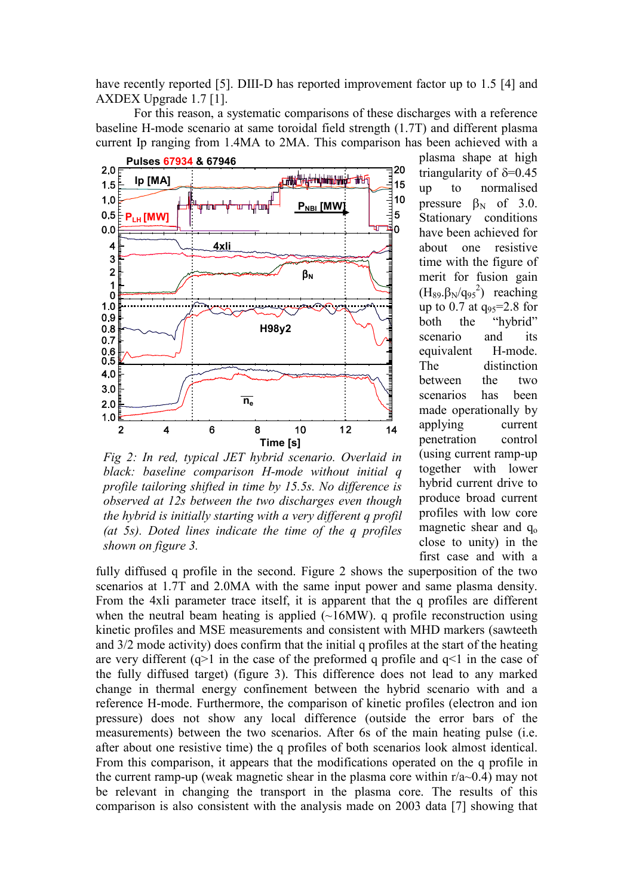have recently reported [5]. DIII-D has reported improvement factor up to 1.5 [4] and AXDEX Upgrade 1.7 [1].

For this reason, a systematic comparisons of these discharges with a reference baseline H-mode scenario at same toroidal field strength (1.7T) and different plasma current Ip ranging from 1.4MA to 2MA. This comparison has been achieved with a plasma shape at high triangularity of $\delta$=0.45 up to normalised pressure $\beta_N$ of 3.0. Stationary conditions have been achieved for about one resistive time with the figure of merit for fusion gain ($H_{89}.\beta_N/q_{95}^2$) reaching up to 0.7 at $q_{95}$=2.8 for both the "hybrid" scenario and its equivalent H-mode. The distinction between the two scenarios has been made operationally by applying current penetration control (using current ramp-up together with lower hybrid current drive to produce broad current profiles with low core magnetic shear and $q_o$ close to unity) in the first case and with a fully diffused q profile in the second. Figure 2 shows the superposition of the two scenarios at 1.7T and 2.0MA with the same input power and same plasma density. From the 4xli parameter trace itself, it is apparent that the q profiles are different when the neutral beam heating is applied (~16MW). q profile reconstruction using kinetic profiles and MSE measurements and consistent with MHD markers (sawteeth and 3/2 mode activity) does confirm that the initial q profiles at the start of the heating are very different (q>1 in the case of the preformed q profile and q<1 in the case of the fully diffused target) (figure 3). This difference does not lead to any marked change in thermal energy confinement between the hybrid scenario with and a reference H-mode. Furthermore, the comparison of kinetic profiles (electron and ion pressure) does not show any local difference (outside the error bars of the measurements) between the two scenarios. After 6s of the main heating pulse (i.e. after about one resistive time) the q profiles of both scenarios look almost identical. From this comparison, it appears that the modifications operated on the q profile in the current ramp-up (weak magnetic shear in the plasma core within r/a~0.4) may not be relevant in changing the transport in the plasma core. The results of this comparison is also consistent with the analysis made on 2003 data [7] showing that

*Fig 2: In red, typical JET hybrid scenario. Overlaid in black: baseline comparison H-mode without initial q profile tailoring shifted in time by 15.5s. No difference is observed at 12s between the two discharges even though the hybrid is initially starting with a very different q profil (at 5s). Doted lines indicate the time of the q profiles shown on figure 3.*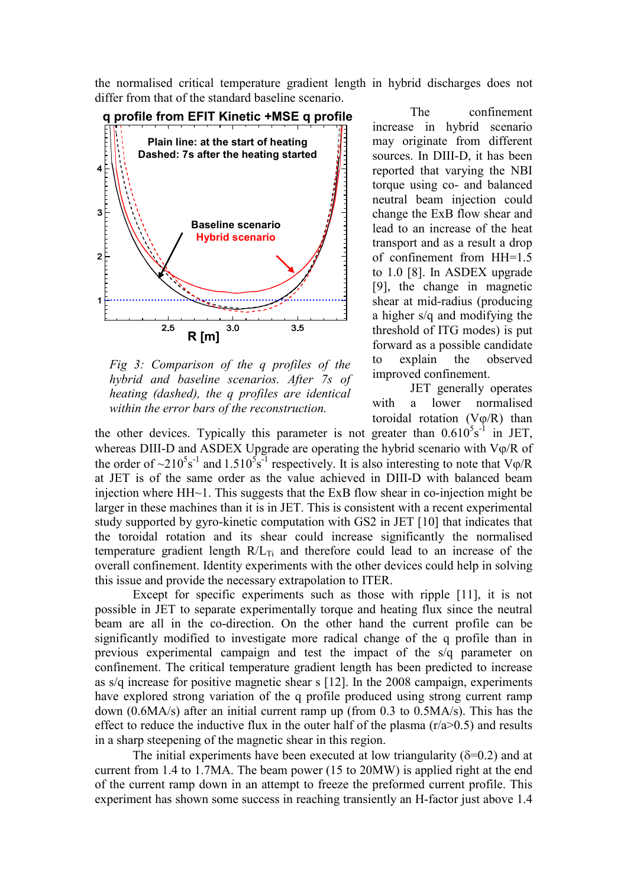the normalised critical temperature gradient length in hybrid discharges does not differ from that of the standard baseline scenario.

*Fig 3: Comparison of the q profiles of the hybrid and baseline scenarios. After 7s of heating (dashed), the q profiles are identical within the error bars of the reconstruction.*

The confinement increase in hybrid scenario may originate from different sources. In DIII-D, it has been reported that varying the NBI torque using co- and balanced neutral beam injection could change the ExB flow shear and lead to an increase of the heat transport and as a result a drop of confinement from HH=1.5 to 1.0 [8]. In ASDEX upgrade [9], the change in magnetic shear at mid-radius (producing a higher s/q and modifying the threshold of ITG modes) is put forward as a possible candidate to explain the observed improved confinement.

JET generally operates with a lower normalised toroidal rotation ($V\varphi/R$) than the other devices. Typically this parameter is not greater than $0.610^5 s^{-1}$ in JET, whereas DIII-D and ASDEX Upgrade are operating the hybrid scenario with $V\varphi/R$ of the order of $\sim 210^5 s^{-1}$ and $1.510^5 s^{-1}$ respectively. It is also interesting to note that $V\varphi/R$ at JET is of the same order as the value achieved in DIII-D with balanced beam injection where HH~1. This suggests that the ExB flow shear in co-injection might be larger in these machines than it is in JET. This is consistent with a recent experimental study supported by gyro-kinetic computation with GS2 in JET [10] that indicates that the toroidal rotation and its shear could increase significantly the normalised temperature gradient length $R/L_{Ti}$ and therefore could lead to an increase of the overall confinement. Identity experiments with the other devices could help in solving this issue and provide the necessary extrapolation to ITER.

Except for specific experiments such as those with ripple [11], it is not possible in JET to separate experimentally torque and heating flux since the neutral beam are all in the co-direction. On the other hand the current profile can be significantly modified to investigate more radical change of the q profile than in previous experimental campaign and test the impact of the s/q parameter on confinement. The critical temperature gradient length has been predicted to increase as s/q increase for positive magnetic shear s [12]. In the 2008 campaign, experiments have explored strong variation of the q profile produced using strong current ramp down (0.6MA/s) after an initial current ramp up (from 0.3 to 0.5MA/s). This has the effect to reduce the inductive flux in the outer half of the plasma (r/a>0.5) and results in a sharp steepening of the magnetic shear in this region.

The initial experiments have been executed at low triangularity (δ=0.2) and at current from 1.4 to 1.7MA. The beam power (15 to 20MW) is applied right at the end of the current ramp down in an attempt to freeze the preformed current profile. This experiment has shown some success in reaching transiently an H-factor just above 1.4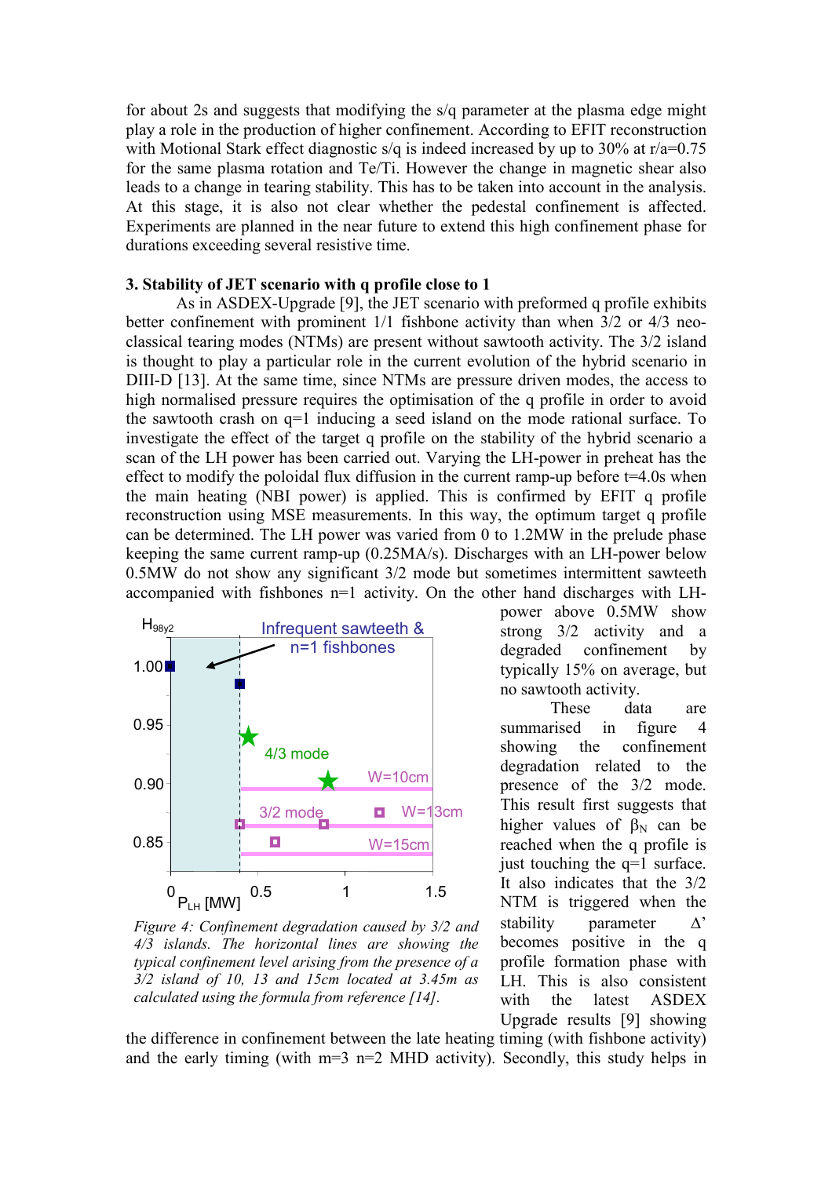for about 2s and suggests that modifying the s/q parameter at the plasma edge might play a role in the production of higher confinement. According to EFIT reconstruction with Motional Stark effect diagnostic s/q is indeed increased by up to 30% at r/a=0.75 for the same plasma rotation and Te/Ti. However the change in magnetic shear also leads to a change in tearing stability. This has to be taken into account in the analysis. At this stage, it is also not clear whether the pedestal confinement is affected. Experiments are planned in the near future to extend this high confinement phase for durations exceeding several resistive time.

**3. Stability of JET scenario with q profile close to 1**

As in ASDEX-Upgrade [9], the JET scenario with preformed q profile exhibits better confinement with prominent 1/1 fishbone activity than when 3/2 or 4/3 neo-classical tearing modes (NTMs) are present without sawtooth activity. The 3/2 island is thought to play a particular role in the current evolution of the hybrid scenario in DIII-D [13]. At the same time, since NTMs are pressure driven modes, the access to high normalised pressure requires the optimisation of the q profile in order to avoid the sawtooth crash on q=1 inducing a seed island on the mode rational surface. To investigate the effect of the target q profile on the stability of the hybrid scenario a scan of the LH power has been carried out. Varying the LH-power in preheat has the effect to modify the poloidal flux diffusion in the current ramp-up before t=4.0s when the main heating (NBI power) is applied. This is confirmed by EFIT q profile reconstruction using MSE measurements. In this way, the optimum target q profile can be determined. The LH power was varied from 0 to 1.2MW in the prelude phase keeping the same current ramp-up (0.25MA/s). Discharges with an LH-power below 0.5MW do not show any significant 3/2 mode but sometimes intermittent sawteeth accompanied with fishbones n=1 activity. On the other hand discharges with LH-power above 0.5MW show strong 3/2 activity and a degraded confinement by typically 15% on average, but no sawtooth activity.

*Figure 4: Confinement degradation caused by 3/2 and 4/3 islands. The horizontal lines are showing the typical confinement level arising from the presence of a 3/2 island of 10, 13 and 15cm located at 3.45m as calculated using the formula from reference [14].*

These data are summarised in figure 4 showing the confinement degradation related to the presence of the 3/2 mode. This result first suggests that higher values of $\beta_N$ can be reached when the q profile is just touching the q=1 surface. It also indicates that the 3/2 NTM is triggered when the stability parameter $\Delta'$ becomes positive in the q profile formation phase with LH. This is also consistent with the latest ASDEX Upgrade results [9] showing the difference in confinement between the late heating timing (with fishbone activity) and the early timing (with m=3 n=2 MHD activity). Secondly, this study helps in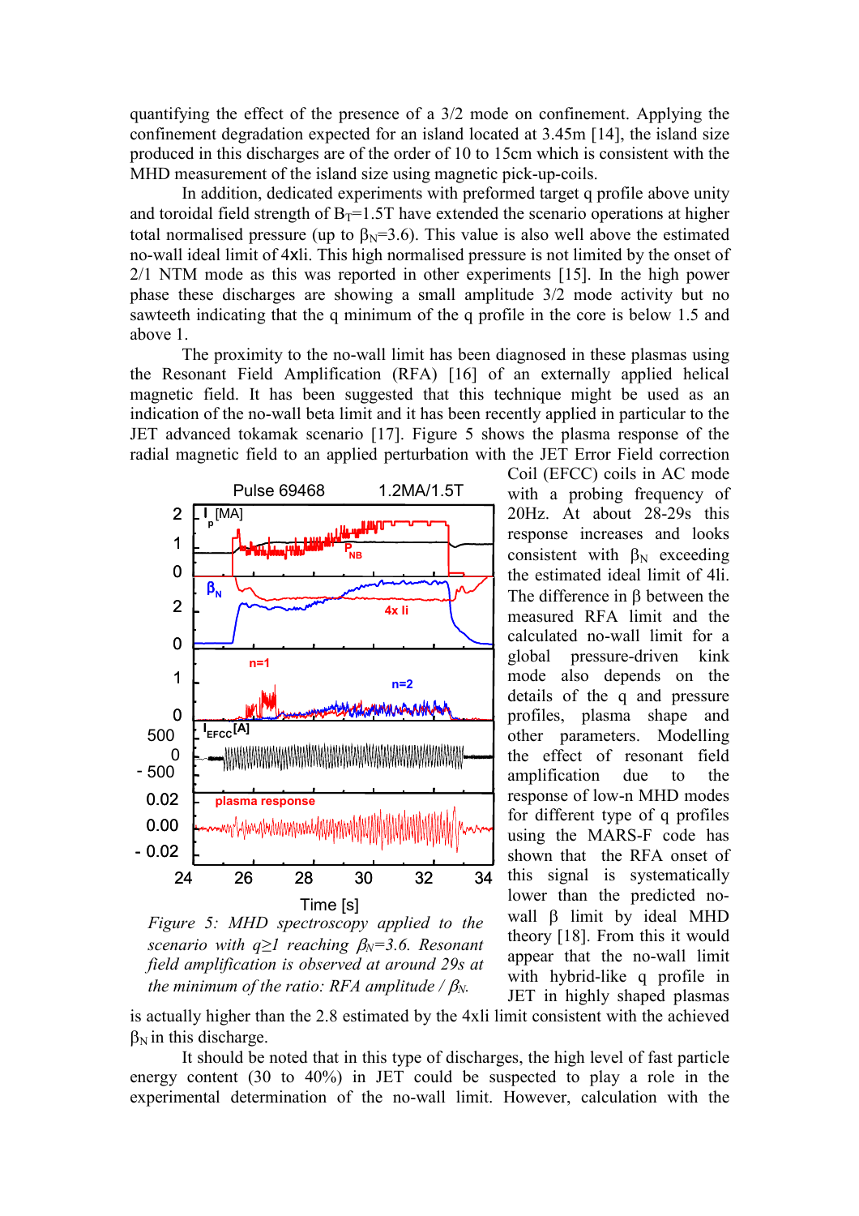quantifying the effect of the presence of a 3/2 mode on confinement. Applying the confinement degradation expected for an island located at 3.45m [14], the island size produced in this discharges are of the order of 10 to 15cm which is consistent with the MHD measurement of the island size using magnetic pick-up-coils.

In addition, dedicated experiments with preformed target q profile above unity and toroidal field strength of $B_T$=1.5T have extended the scenario operations at higher total normalised pressure (up to $\beta_N$=3.6). This value is also well above the estimated no-wall ideal limit of 4xli. This high normalised pressure is not limited by the onset of 2/1 NTM mode as this was reported in other experiments [15]. In the high power phase these discharges are showing a small amplitude 3/2 mode activity but no sawteeth indicating that the q minimum of the q profile in the core is below 1.5 and above 1.

The proximity to the no-wall limit has been diagnosed in these plasmas using the Resonant Field Amplification (RFA) [16] of an externally applied helical magnetic field. It has been suggested that this technique might be used as an indication of the no-wall beta limit and it has been recently applied in particular to the JET advanced tokamak scenario [17]. Figure 5 shows the plasma response of the radial magnetic field to an applied perturbation with the JET Error Field correction Coil (EFCC) coils in AC mode with a probing frequency of 20Hz. At about 28-29s this response increases and looks consistent with $\beta_N$ exceeding the estimated ideal limit of 4li. The difference in β between the measured RFA limit and the calculated no-wall limit for a global pressure-driven kink mode also depends on the details of the q and pressure profiles, plasma shape and other parameters. Modelling the effect of resonant field amplification due to the response of low-n MHD modes for different type of q profiles using the MARS-F code has shown that the RFA onset of this signal is systematically lower than the predicted no-wall β limit by ideal MHD theory [18]. From this it would appear that the no-wall limit with hybrid-like q profile in JET in highly shaped plasmas is actually higher than the 2.8 estimated by the 4xli limit consistent with the achieved $\beta_N$ in this discharge.

*Figure 5: MHD spectroscopy applied to the scenario with q≥1 reaching $\beta_N$=3.6. Resonant field amplification is observed at around 29s at the minimum of the ratio: RFA amplitude / $\beta_N$.*

It should be noted that in this type of discharges, the high level of fast particle energy content (30 to 40%) in JET could be suspected to play a role in the experimental determination of the no-wall limit. However, calculation with the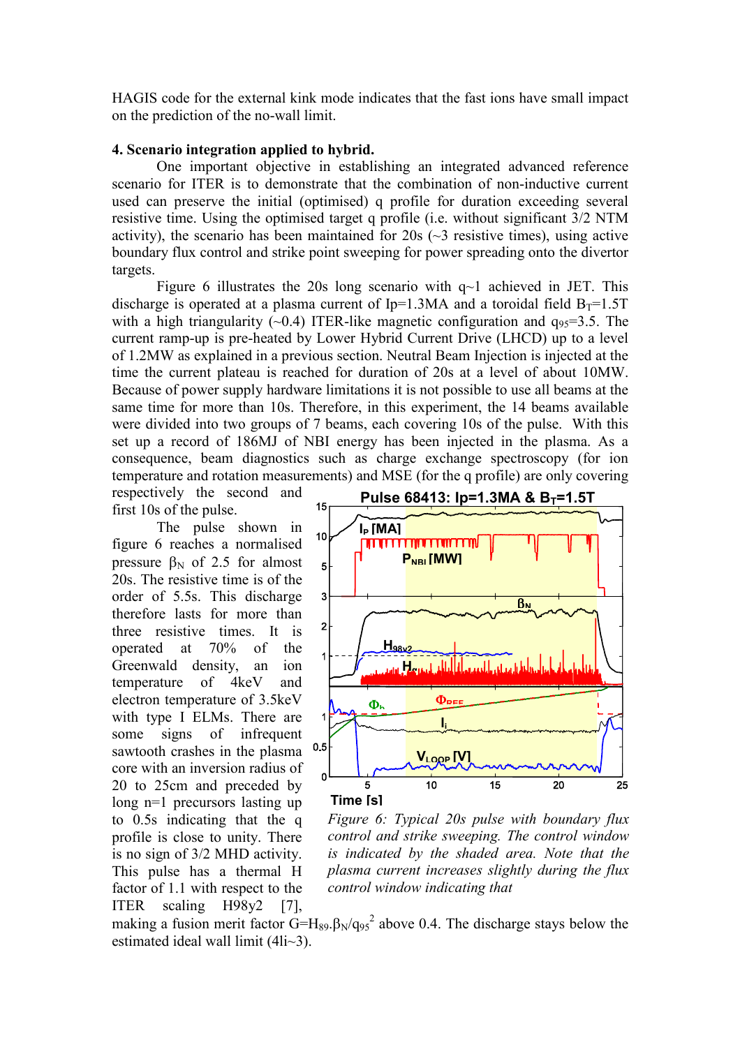HAGIS code for the external kink mode indicates that the fast ions have small impact on the prediction of the no-wall limit.

## 4. Scenario integration applied to hybrid.

One important objective in establishing an integrated advanced reference scenario for ITER is to demonstrate that the combination of non-inductive current used can preserve the initial (optimised) q profile for duration exceeding several resistive time. Using the optimised target q profile (i.e. without significant 3/2 NTM activity), the scenario has been maintained for 20s (~3 resistive times), using active boundary flux control and strike point sweeping for power spreading onto the divertor targets.

Figure 6 illustrates the 20s long scenario with q~1 achieved in JET. This discharge is operated at a plasma current of Ip=1.3MA and a toroidal field $B_T$=1.5T with a high triangularity (~0.4) ITER-like magnetic configuration and $q_{95}$=3.5. The current ramp-up is pre-heated by Lower Hybrid Current Drive (LHCD) up to a level of 1.2MW as explained in a previous section. Neutral Beam Injection is injected at the time the current plateau is reached for duration of 20s at a level of about 10MW. Because of power supply hardware limitations it is not possible to use all beams at the same time for more than 10s. Therefore, in this experiment, the 14 beams available were divided into two groups of 7 beams, each covering 10s of the pulse. With this set up a record of 186MJ of NBI energy has been injected in the plasma. As a consequence, beam diagnostics such as charge exchange spectroscopy (for ion temperature and rotation measurements) and MSE (for the q profile) are only covering respectively the second and first 10s of the pulse.

The pulse shown in figure 6 reaches a normalised pressure $\beta_N$ of 2.5 for almost 20s. The resistive time is of the order of 5.5s. This discharge therefore lasts for more than three resistive times. It is operated at 70% of the Greenwald density, an ion temperature of 4keV and electron temperature of 3.5keV with type I ELMs. There are some signs of infrequent sawtooth crashes in the plasma core with an inversion radius of 20 to 25cm and preceded by long n=1 precursors lasting up to 0.5s indicating that the q profile is close to unity. There is no sign of 3/2 MHD activity. This pulse has a thermal H factor of 1.1 with respect to the ITER scaling H98y2 [7], making a fusion merit factor $G=H_{89}.\beta_N/q_{95}^2$ above 0.4. The discharge stays below the estimated ideal wall limit (4li~3).

*Figure 6: Typical 20s pulse with boundary flux control and strike sweeping. The control window is indicated by the shaded area. Note that the plasma current increases slightly during the flux control window indicating that*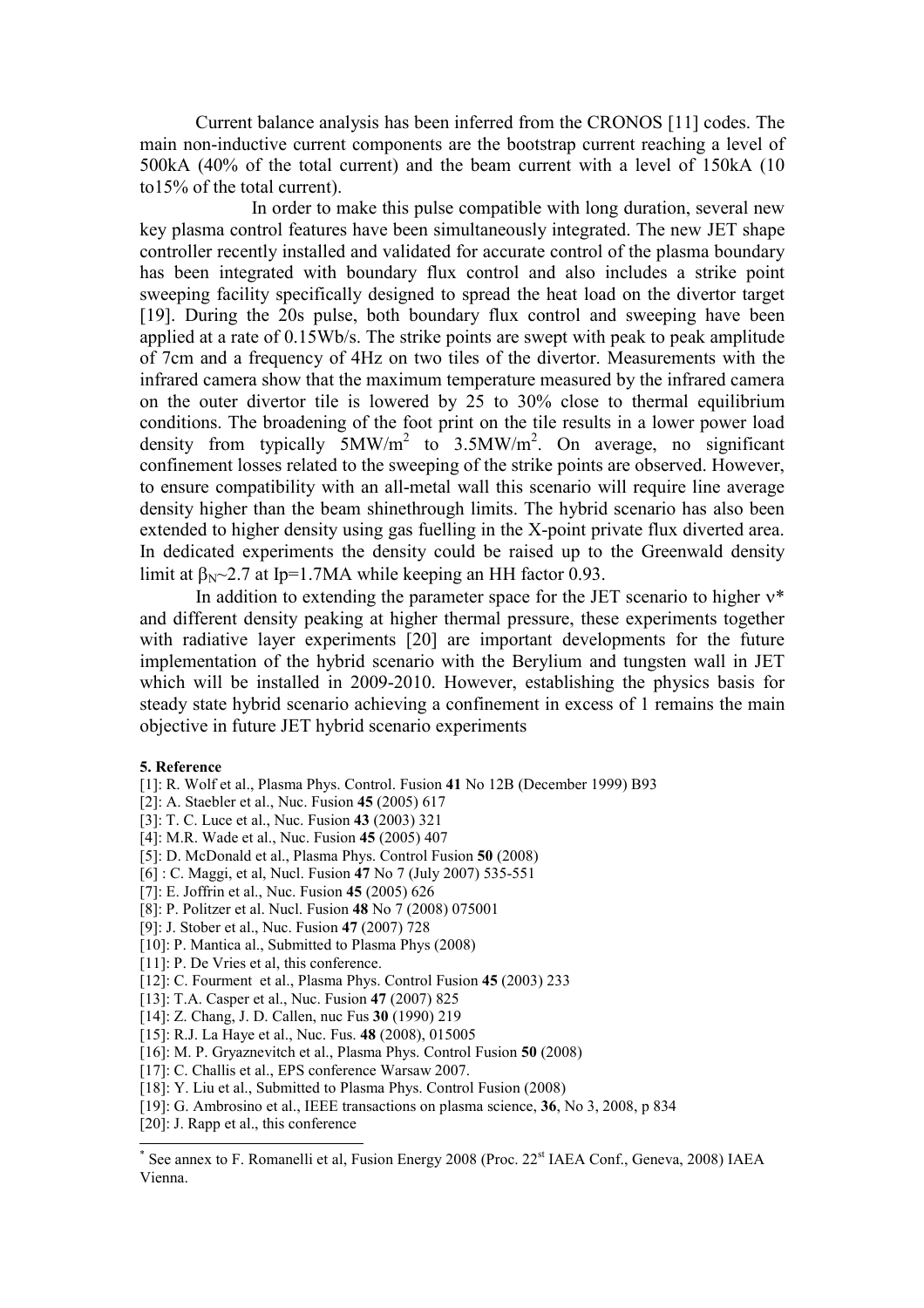Current balance analysis has been inferred from the CRONOS [11] codes. The main non-inductive current components are the bootstrap current reaching a level of 500kA (40% of the total current) and the beam current with a level of 150kA (10 to15% of the total current).

In order to make this pulse compatible with long duration, several new key plasma control features have been simultaneously integrated. The new JET shape controller recently installed and validated for accurate control of the plasma boundary has been integrated with boundary flux control and also includes a strike point sweeping facility specifically designed to spread the heat load on the divertor target [19]. During the 20s pulse, both boundary flux control and sweeping have been applied at a rate of 0.15Wb/s. The strike points are swept with peak to peak amplitude of 7cm and a frequency of 4Hz on two tiles of the divertor. Measurements with the infrared camera show that the maximum temperature measured by the infrared camera on the outer divertor tile is lowered by 25 to 30% close to thermal equilibrium conditions. The broadening of the foot print on the tile results in a lower power load density from typically $5MW/m^2$ to $3.5MW/m^2$. On average, no significant confinement losses related to the sweeping of the strike points are observed. However, to ensure compatibility with an all-metal wall this scenario will require line average density higher than the beam shinethrough limits. The hybrid scenario has also been extended to higher density using gas fuelling in the X-point private flux diverted area. In dedicated experiments the density could be raised up to the Greenwald density limit at $\beta_N$~2.7 at Ip=1.7MA while keeping an HH factor 0.93.

In addition to extending the parameter space for the JET scenario to higher $\nu^*$ and different density peaking at higher thermal pressure, these experiments together with radiative layer experiments [20] are important developments for the future implementation of the hybrid scenario with the Berylium and tungsten wall in JET which will be installed in 2009-2010. However, establishing the physics basis for steady state hybrid scenario achieving a confinement in excess of 1 remains the main objective in future JET hybrid scenario experiments

**5. Reference**

[1]: R. Wolf et al., Plasma Phys. Control. Fusion **41** No 12B (December 1999) B93
[2]: A. Staebler et al., Nuc. Fusion **45** (2005) 617
[3]: T. C. Luce et al., Nuc. Fusion **43** (2003) 321
[4]: M.R. Wade et al., Nuc. Fusion **45** (2005) 407
[5]: D. McDonald et al., Plasma Phys. Control Fusion **50** (2008)
[6] : C. Maggi, et al, Nucl. Fusion **47** No 7 (July 2007) 535-551
[7]: E. Joffrin et al., Nuc. Fusion **45** (2005) 626
[8]: P. Politzer et al. Nucl. Fusion **48** No 7 (2008) 075001
[9]: J. Stober et al., Nuc. Fusion **47** (2007) 728
[10]: P. Mantica al., Submitted to Plasma Phys (2008)
[11]: P. De Vries et al, this conference.
[12]: C. Fourment et al., Plasma Phys. Control Fusion **45** (2003) 233
[13]: T.A. Casper et al., Nuc. Fusion **47** (2007) 825
[14]: Z. Chang, J. D. Callen, nuc Fus **30** (1990) 219
[15]: R.J. La Haye et al., Nuc. Fus. **48** (2008), 015005
[16]: M. P. Gryaznevitch et al., Plasma Phys. Control Fusion **50** (2008)
[17]: C. Challis et al., EPS conference Warsaw 2007.
[18]: Y. Liu et al., Submitted to Plasma Phys. Control Fusion (2008)
[19]: G. Ambrosino et al., IEEE transactions on plasma science, **36**, No 3, 2008, p 834
[20]: J. Rapp et al., this conference

* See annex to F. Romanelli et al, Fusion Energy 2008 (Proc. 22st IAEA Conf., Geneva, 2008) IAEA Vienna.